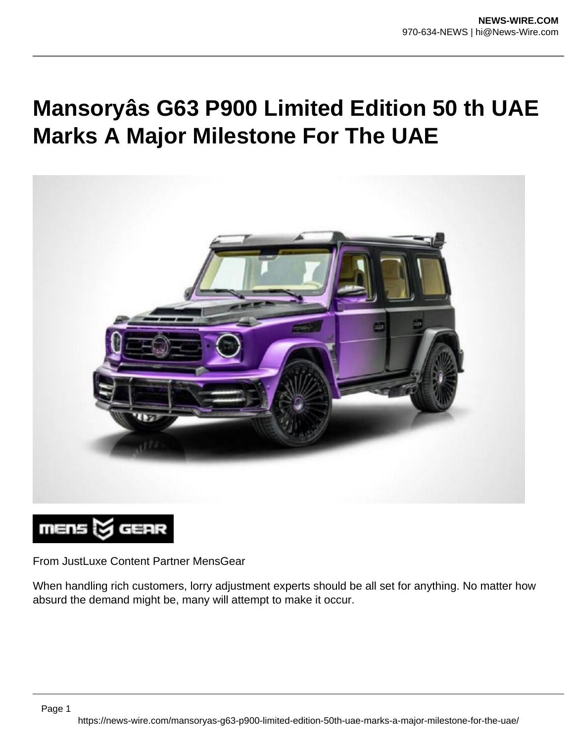# Mansoryâs G63 P900 Limited Edition 50 th UAE Marks A Major Milestone For The UAE

From JustLuxe Content Partner MensGear

When handling rich customers, lorry adjustment experts should be all set for anything. No matter how absurd the demand might be, many will attempt to make it occur.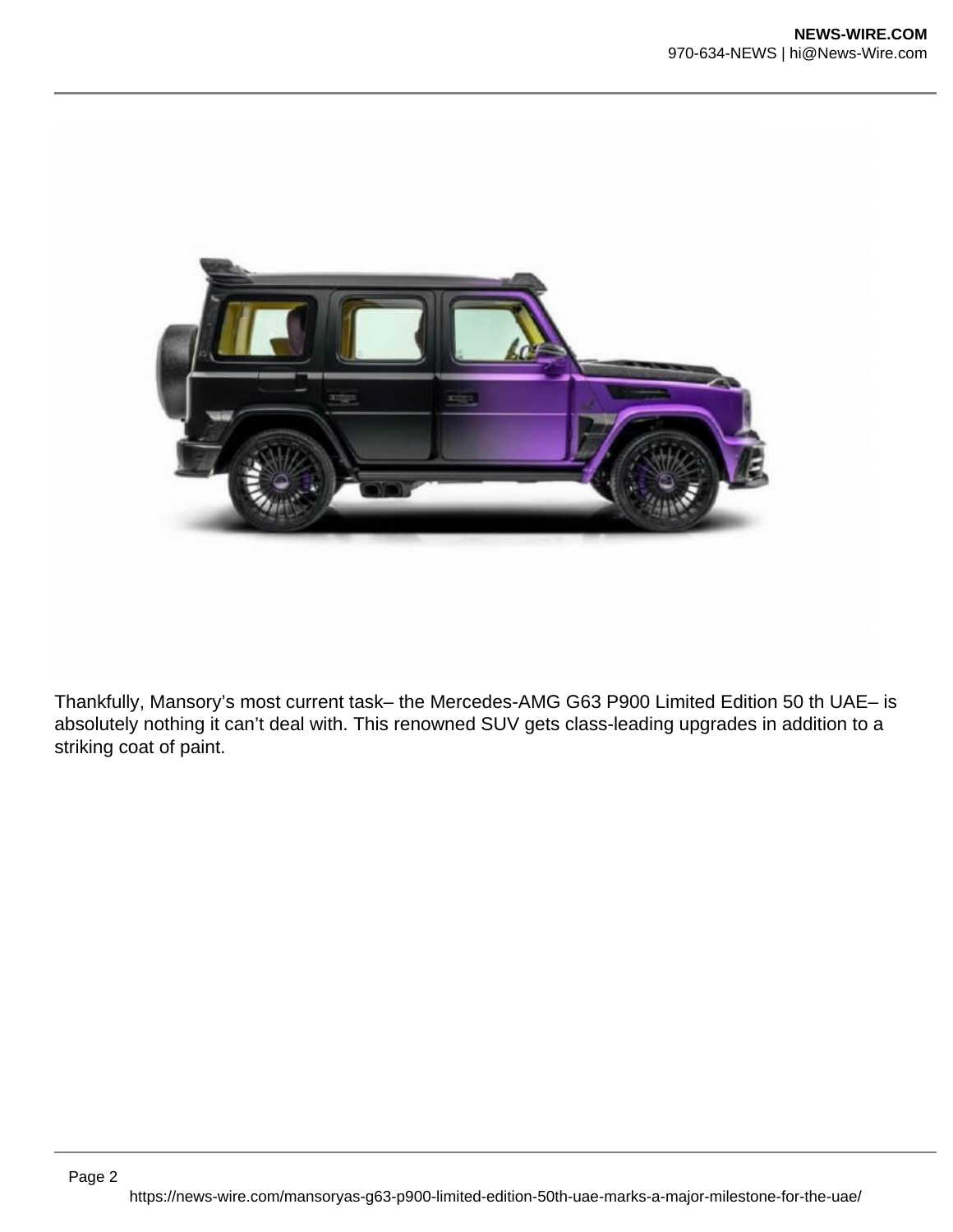Thankfully, Mansory’s most current task– the Mercedes-AMG G63 P900 Limited Edition 50 th UAE– is absolutely nothing it can’t deal with. This renowned SUV gets class-leading upgrades in addition to a striking coat of paint.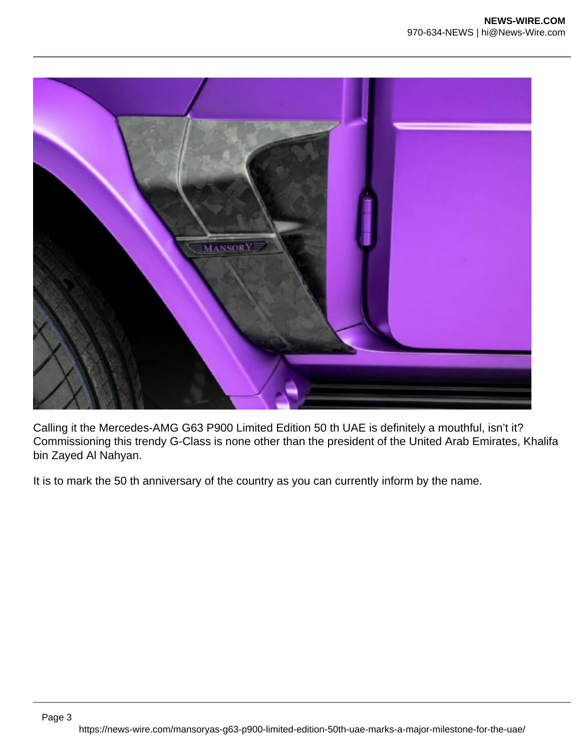Calling it the Mercedes-AMG G63 P900 Limited Edition 50 th UAE is definitely a mouthful, isn't it? Commissioning this trendy G-Class is none other than the president of the United Arab Emirates, Khalifa bin Zayed Al Nahyan.

It is to mark the 50 th anniversary of the country as you can currently inform by the name.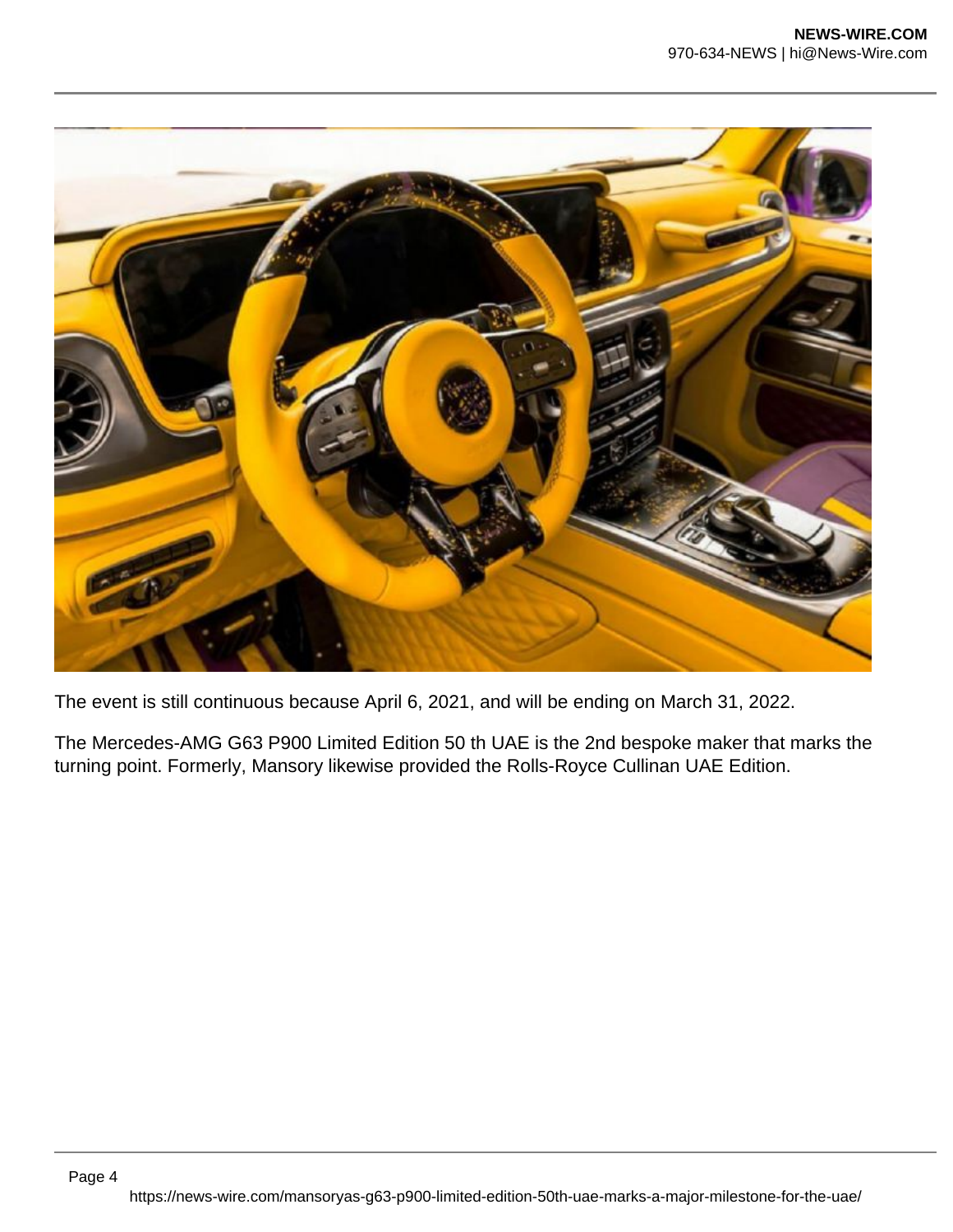The event is still continuous because April 6, 2021, and will be ending on March 31, 2022.

The Mercedes-AMG G63 P900 Limited Edition 50 th UAE is the 2nd bespoke maker that marks the turning point. Formerly, Mansory likewise provided the Rolls-Royce Cullinan UAE Edition.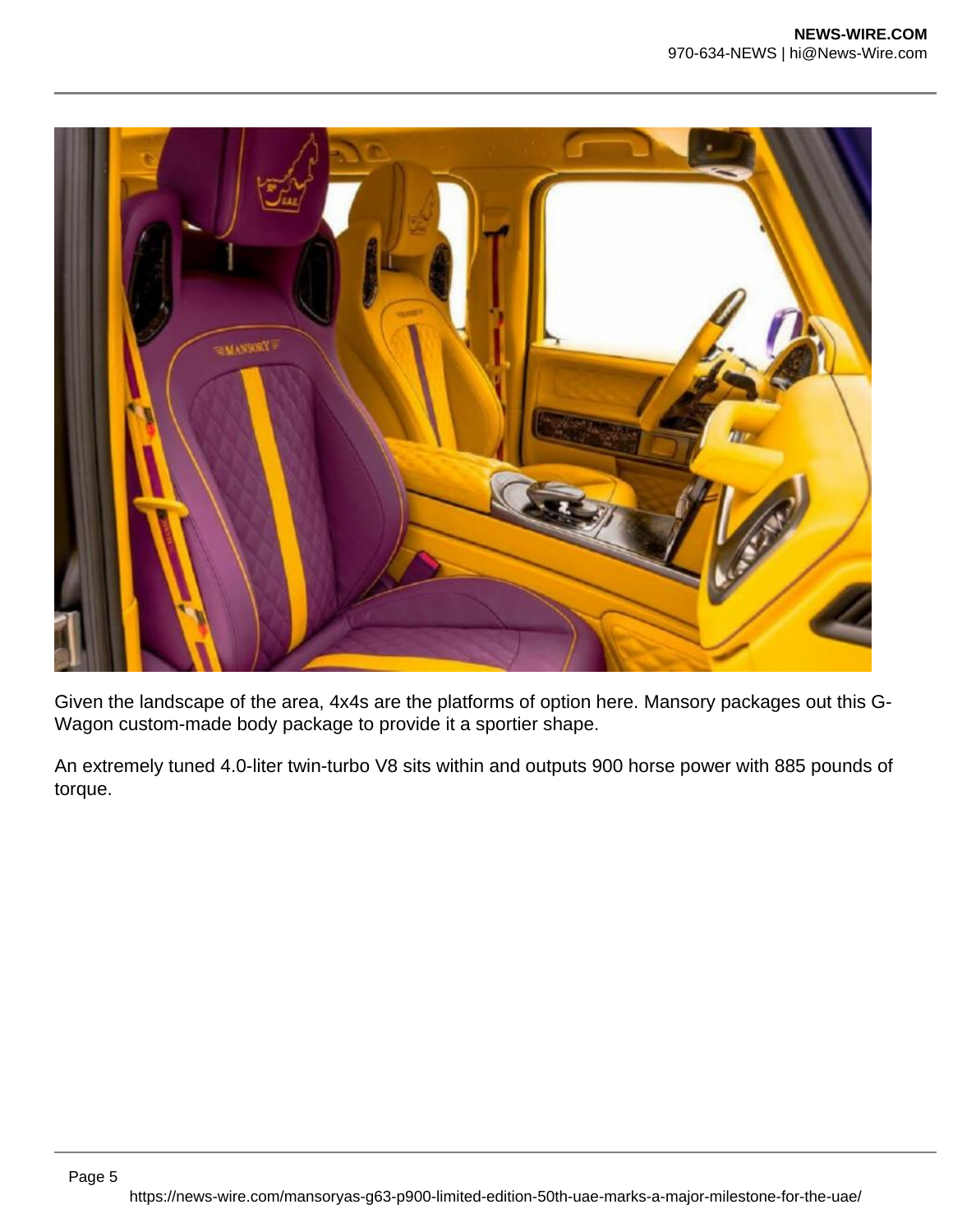Given the landscape of the area, 4x4s are the platforms of option here. Mansory packages out this G-Wagon custom-made body package to provide it a sportier shape.

An extremely tuned 4.0-liter twin-turbo V8 sits within and outputs 900 horse power with 885 pounds of torque.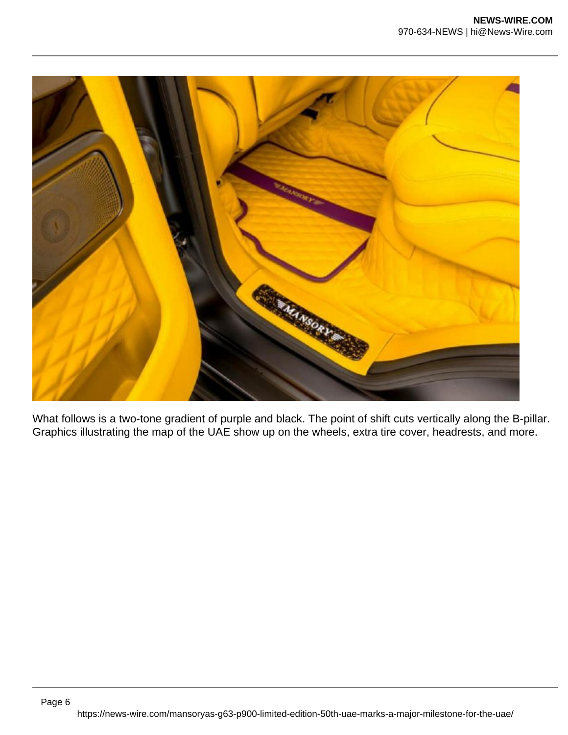What follows is a two-tone gradient of purple and black. The point of shift cuts vertically along the B-pillar. Graphics illustrating the map of the UAE show up on the wheels, extra tire cover, headrests, and more.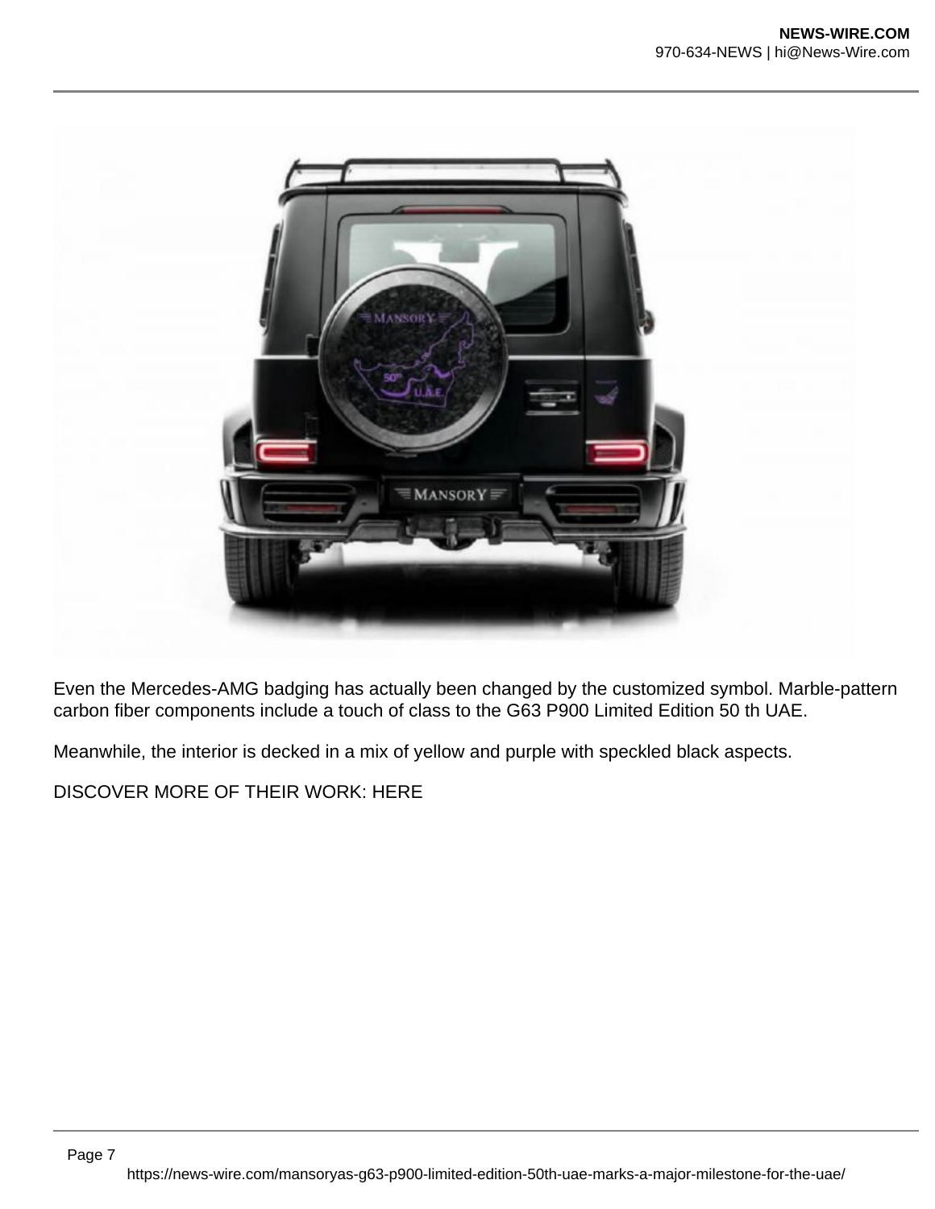Even the Mercedes-AMG badging has actually been changed by the customized symbol. Marble-pattern carbon fiber components include a touch of class to the G63 P900 Limited Edition 50 th UAE.

Meanwhile, the interior is decked in a mix of yellow and purple with speckled black aspects.

DISCOVER MORE OF THEIR WORK: HERE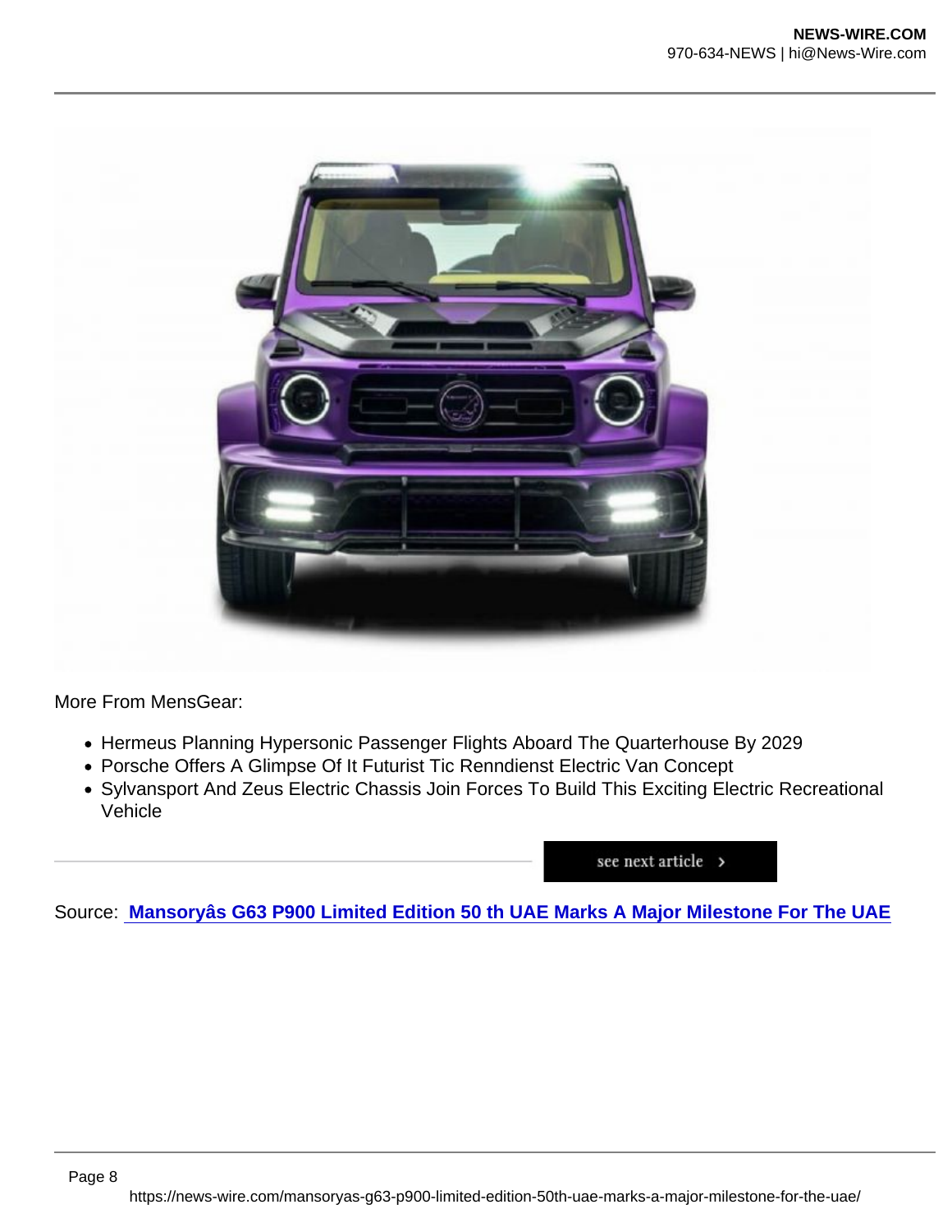More From MensGear:

- Hermeus Planning Hypersonic Passenger Flights Aboard The Quarterhouse By 2029
- Porsche Offers A Glimpse Of It Futurist Tic Renndienst Electric Van Concept
- Sylvansport And Zeus Electric Chassis Join Forces To Build This Exciting Electric Recreational Vehicle

see next article ›

Source: **Mansoryâs G63 P900 Limited Edition 50 th UAE Marks A Major Milestone For The UAE**